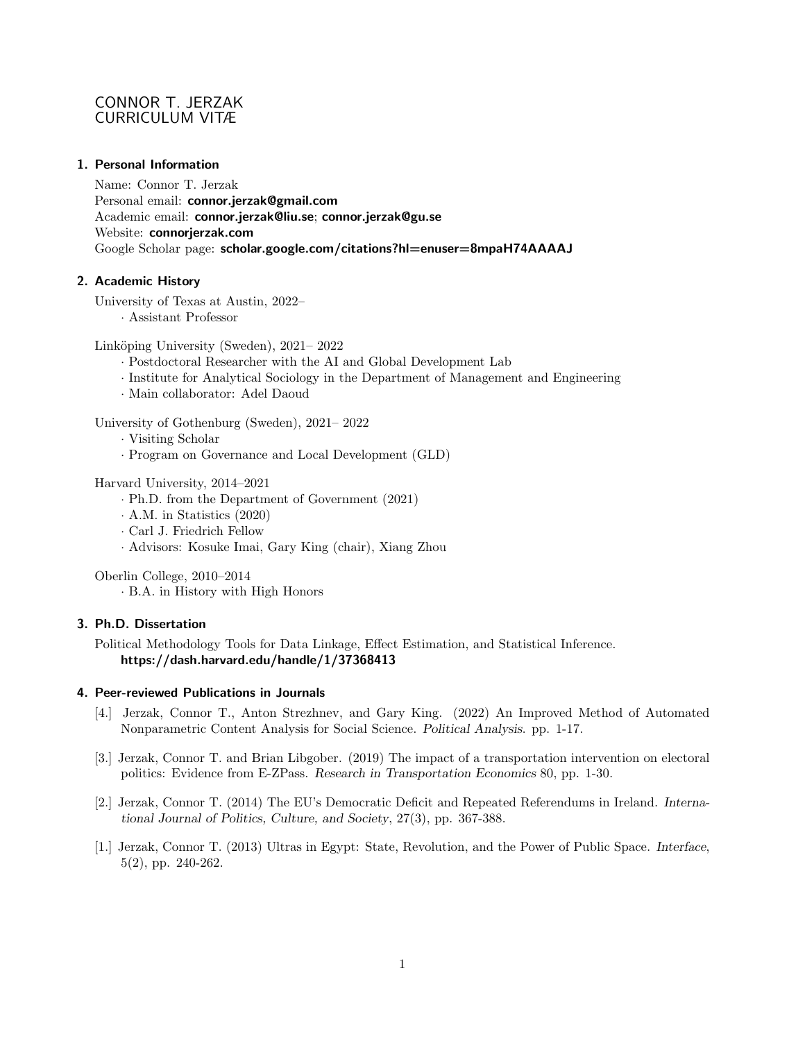# CONNOR T. JERZAK
# CURRICULUM VITÆ

## 1. Personal Information

Name: Connor T. Jerzak
Personal email: **connor.jerzak@gmail.com**
Academic email: **connor.jerzak@liu.se**; **connor.jerzak@gu.se**
Website: **connorjerzak.com**
Google Scholar page: **scholar.google.com/citations?hl=enuser=8mpaH74AAAAJ**

## 2. Academic History

University of Texas at Austin, 2022–
- Assistant Professor

Linköping University (Sweden), 2021– 2022
- Postdoctoral Researcher with the AI and Global Development Lab
- Institute for Analytical Sociology in the Department of Management and Engineering
- Main collaborator: Adel Daoud

University of Gothenburg (Sweden), 2021– 2022
- Visiting Scholar
- Program on Governance and Local Development (GLD)

Harvard University, 2014–2021
- Ph.D. from the Department of Government (2021)
- A.M. in Statistics (2020)
- Carl J. Friedrich Fellow
- Advisors: Kosuke Imai, Gary King (chair), Xiang Zhou

Oberlin College, 2010–2014
- B.A. in History with High Honors

## 3. Ph.D. Dissertation

Political Methodology Tools for Data Linkage, Effect Estimation, and Statistical Inference.
**https://dash.harvard.edu/handle/1/37368413**

## 4. Peer-reviewed Publications in Journals

[4.] Jerzak, Connor T., Anton Strezhnev, and Gary King. (2022) An Improved Method of Automated Nonparametric Content Analysis for Social Science. *Political Analysis*. pp. 1-17.

[3.] Jerzak, Connor T. and Brian Libgober. (2019) The impact of a transportation intervention on electoral politics: Evidence from E-ZPass. *Research in Transportation Economics* 80, pp. 1-30.

[2.] Jerzak, Connor T. (2014) The EU's Democratic Deficit and Repeated Referendums in Ireland. *International Journal of Politics, Culture, and Society*, 27(3), pp. 367-388.

[1.] Jerzak, Connor T. (2013) Ultras in Egypt: State, Revolution, and the Power of Public Space. *Interface*, 5(2), pp. 240-262.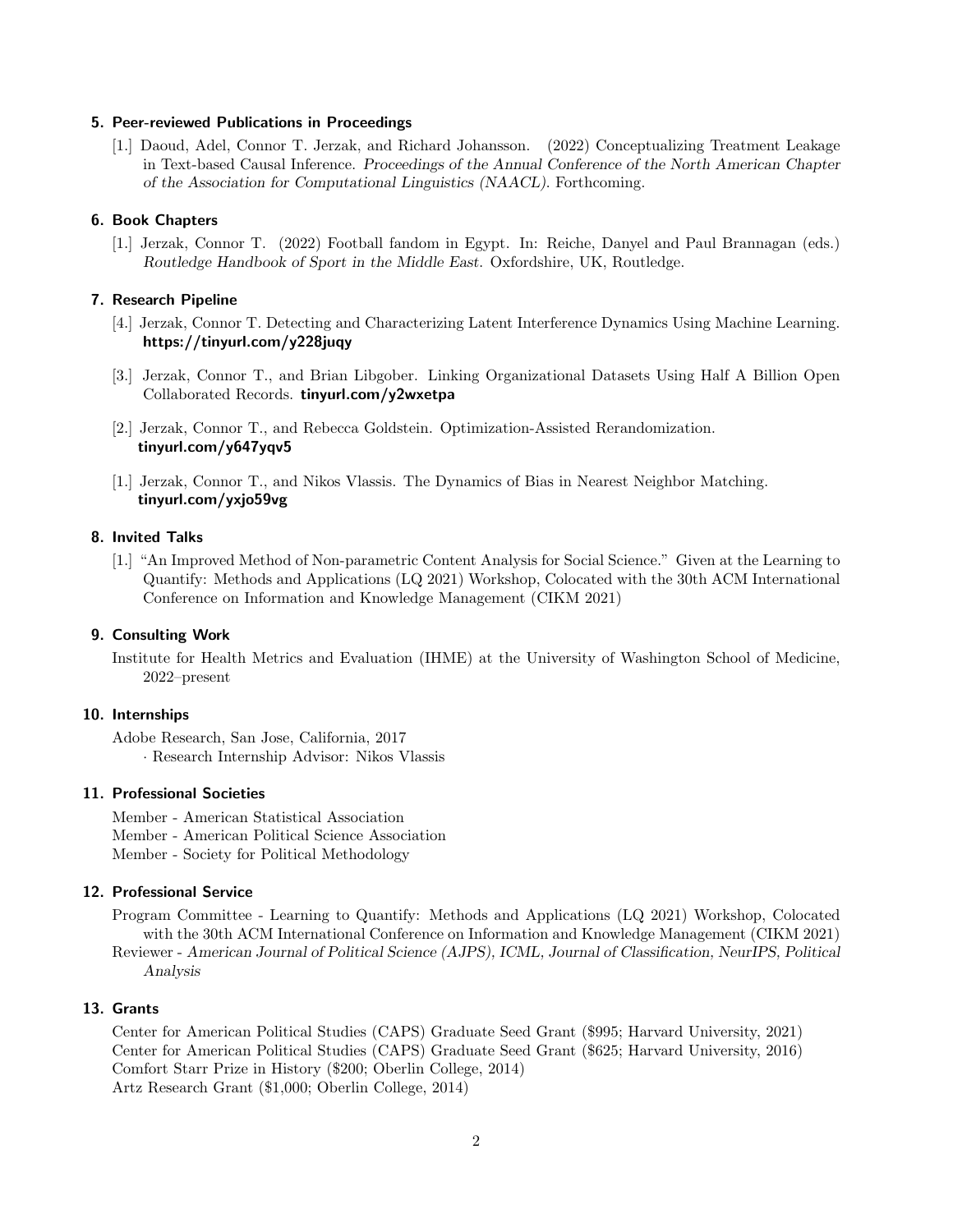### 5. Peer-reviewed Publications in Proceedings

[1.] Daoud, Adel, Connor T. Jerzak, and Richard Johansson. (2022) Conceptualizing Treatment Leakage in Text-based Causal Inference. *Proceedings of the Annual Conference of the North American Chapter of the Association for Computational Linguistics (NAACL)*. Forthcoming.

### 6. Book Chapters

[1.] Jerzak, Connor T. (2022) Football fandom in Egypt. In: Reiche, Danyel and Paul Brannagan (eds.) *Routledge Handbook of Sport in the Middle East*. Oxfordshire, UK, Routledge.

### 7. Research Pipeline

[4.] Jerzak, Connor T. Detecting and Characterizing Latent Interference Dynamics Using Machine Learning. **https://tinyurl.com/y228juqy**

[3.] Jerzak, Connor T., and Brian Libgober. Linking Organizational Datasets Using Half A Billion Open Collaborated Records. **tinyurl.com/y2wxetpa**

[2.] Jerzak, Connor T., and Rebecca Goldstein. Optimization-Assisted Rerandomization. **tinyurl.com/y647yqv5**

[1.] Jerzak, Connor T., and Nikos Vlassis. The Dynamics of Bias in Nearest Neighbor Matching. **tinyurl.com/yxjo59vg**

### 8. Invited Talks

[1.] "An Improved Method of Non-parametric Content Analysis for Social Science." Given at the Learning to Quantify: Methods and Applications (LQ 2021) Workshop, Colocated with the 30th ACM International Conference on Information and Knowledge Management (CIKM 2021)

### 9. Consulting Work

Institute for Health Metrics and Evaluation (IHME) at the University of Washington School of Medicine, 2022–present

### 10. Internships

Adobe Research, San Jose, California, 2017
· Research Internship Advisor: Nikos Vlassis

### 11. Professional Societies

Member - American Statistical Association
Member - American Political Science Association
Member - Society for Political Methodology

### 12. Professional Service

Program Committee - Learning to Quantify: Methods and Applications (LQ 2021) Workshop, Colocated with the 30th ACM International Conference on Information and Knowledge Management (CIKM 2021)
Reviewer - *American Journal of Political Science (AJPS), ICML, Journal of Classification, NeurIPS, Political Analysis*

### 13. Grants

Center for American Political Studies (CAPS) Graduate Seed Grant ($995; Harvard University, 2021)
Center for American Political Studies (CAPS) Graduate Seed Grant ($625; Harvard University, 2016)
Comfort Starr Prize in History ($200; Oberlin College, 2014)
Artz Research Grant ($1,000; Oberlin College, 2014)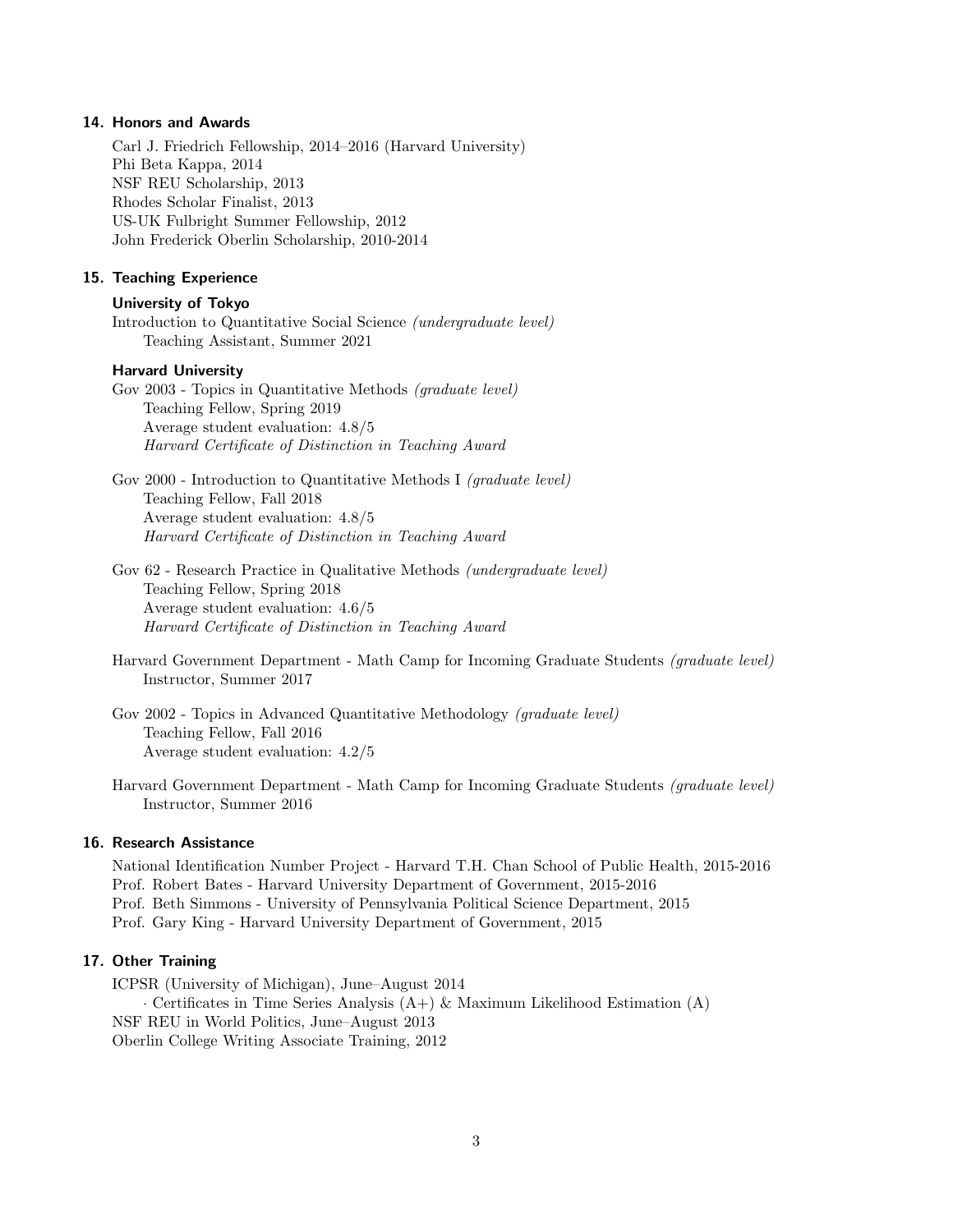## 14. Honors and Awards

Carl J. Friedrich Fellowship, 2014–2016 (Harvard University)
Phi Beta Kappa, 2014
NSF REU Scholarship, 2013
Rhodes Scholar Finalist, 2013
US-UK Fulbright Summer Fellowship, 2012
John Frederick Oberlin Scholarship, 2010-2014

## 15. Teaching Experience

### University of Tokyo

Introduction to Quantitative Social Science *(undergraduate level)*
  Teaching Assistant, Summer 2021

### Harvard University

Gov 2003 - Topics in Quantitative Methods *(graduate level)*
  Teaching Fellow, Spring 2019
  Average student evaluation: 4.8/5
  *Harvard Certificate of Distinction in Teaching Award*

Gov 2000 - Introduction to Quantitative Methods I *(graduate level)*
  Teaching Fellow, Fall 2018
  Average student evaluation: 4.8/5
  *Harvard Certificate of Distinction in Teaching Award*

Gov 62 - Research Practice in Qualitative Methods *(undergraduate level)*
  Teaching Fellow, Spring 2018
  Average student evaluation: 4.6/5
  *Harvard Certificate of Distinction in Teaching Award*

Harvard Government Department - Math Camp for Incoming Graduate Students *(graduate level)*
  Instructor, Summer 2017

Gov 2002 - Topics in Advanced Quantitative Methodology *(graduate level)*
  Teaching Fellow, Fall 2016
  Average student evaluation: 4.2/5

Harvard Government Department - Math Camp for Incoming Graduate Students *(graduate level)*
  Instructor, Summer 2016

## 16. Research Assistance

National Identification Number Project - Harvard T.H. Chan School of Public Health, 2015-2016
Prof. Robert Bates - Harvard University Department of Government, 2015-2016
Prof. Beth Simmons - University of Pennsylvania Political Science Department, 2015
Prof. Gary King - Harvard University Department of Government, 2015

## 17. Other Training

ICPSR (University of Michigan), June–August 2014
  · Certificates in Time Series Analysis (A+) & Maximum Likelihood Estimation (A)
NSF REU in World Politics, June–August 2013
Oberlin College Writing Associate Training, 2012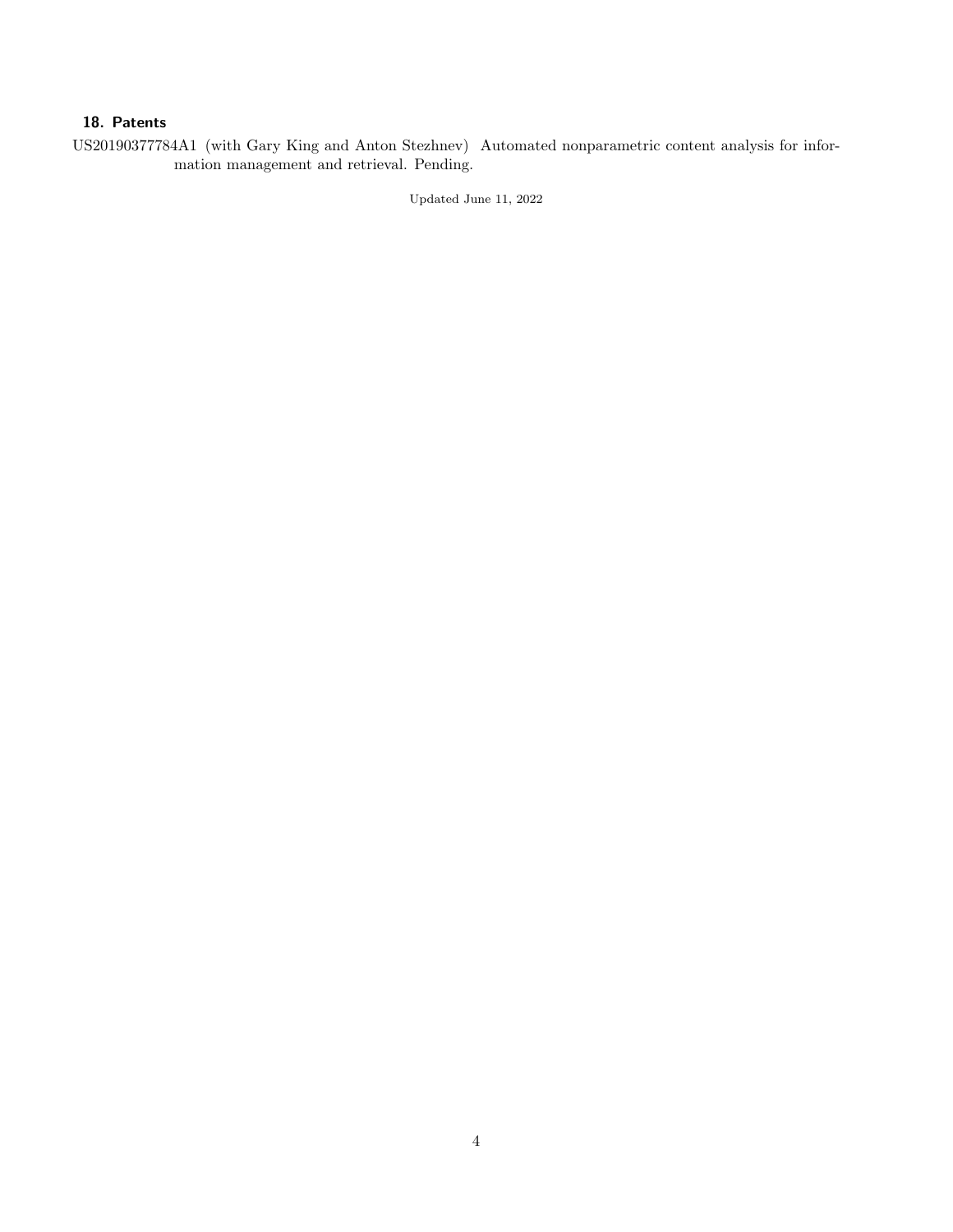### 18. Patents

US20190377784A1 (with Gary King and Anton Stezhnev) Automated nonparametric content analysis for information management and retrieval. Pending.

Updated June 11, 2022